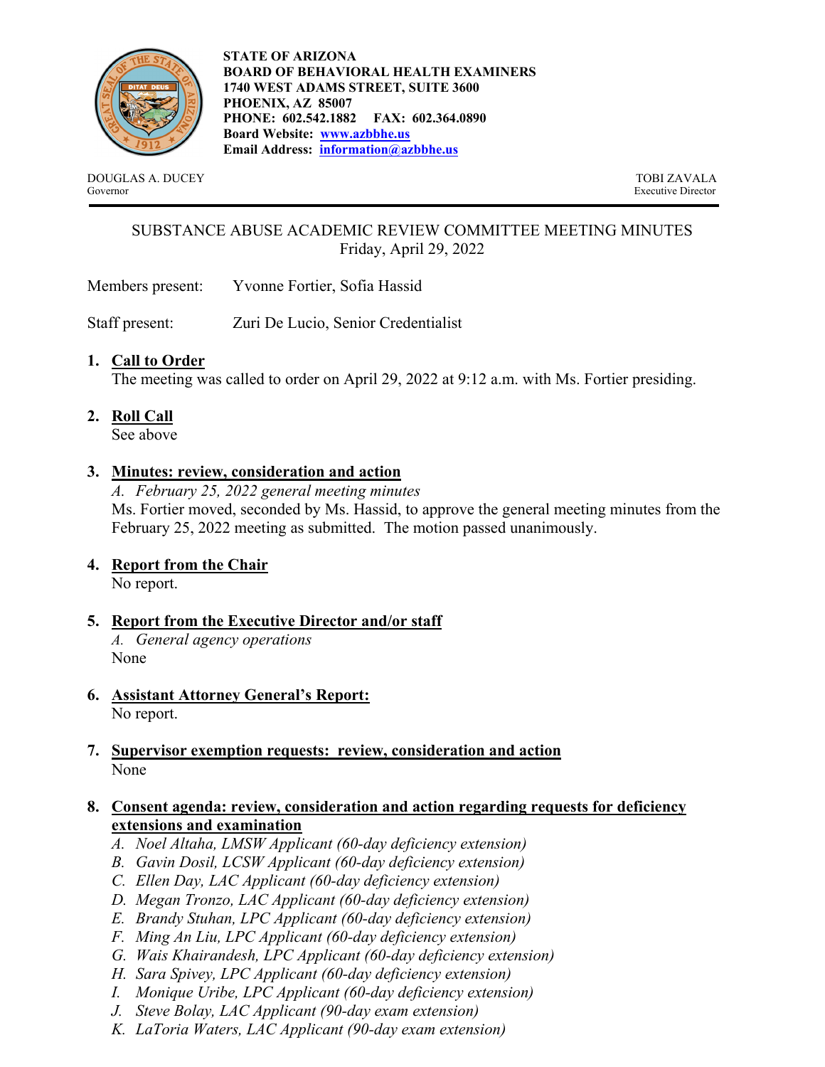**STATE OF ARIZONA**
**BOARD OF BEHAVIORAL HEALTH EXAMINERS**
**1740 WEST ADAMS STREET, SUITE 3600**
**PHOENIX, AZ 85007**
**PHONE: 602.542.1882 FAX: 602.364.0890**
**Board Website: [www.azbbhe.us](http://www.azbbhe.us)**
**Email Address: [information@azbbhe.us](mailto:information@azbbhe.us)**

DOUGLAS A. DUCEY
Governor

TOBI ZAVALA
Executive Director

---

# SUBSTANCE ABUSE ACADEMIC REVIEW COMMITTEE MEETING MINUTES

Friday, April 29, 2022

Members present: Yvonne Fortier, Sofia Hassid

Staff present: Zuri De Lucio, Senior Credentialist

1. **Call to Order**
   The meeting was called to order on April 29, 2022 at 9:12 a.m. with Ms. Fortier presiding.

2. **Roll Call**
   See above

3. **Minutes: review, consideration and action**
   *A. February 25, 2022 general meeting minutes*
   Ms. Fortier moved, seconded by Ms. Hassid, to approve the general meeting minutes from the February 25, 2022 meeting as submitted. The motion passed unanimously.

4. **Report from the Chair**
   No report.

5. **Report from the Executive Director and/or staff**
   *A. General agency operations*
   None

6. **Assistant Attorney General's Report:**
   No report.

7. **Supervisor exemption requests: review, consideration and action**
   None

8. **Consent agenda: review, consideration and action regarding requests for deficiency extensions and examination**
   *A. Noel Altaha, LMSW Applicant (60-day deficiency extension)*
   *B. Gavin Dosil, LCSW Applicant (60-day deficiency extension)*
   *C. Ellen Day, LAC Applicant (60-day deficiency extension)*
   *D. Megan Tronzo, LAC Applicant (60-day deficiency extension)*
   *E. Brandy Stuhan, LPC Applicant (60-day deficiency extension)*
   *F. Ming An Liu, LPC Applicant (60-day deficiency extension)*
   *G. Wais Khairandesh, LPC Applicant (60-day deficiency extension)*
   *H. Sara Spivey, LPC Applicant (60-day deficiency extension)*
   *I. Monique Uribe, LPC Applicant (60-day deficiency extension)*
   *J. Steve Bolay, LAC Applicant (90-day exam extension)*
   *K. LaToria Waters, LAC Applicant (90-day exam extension)*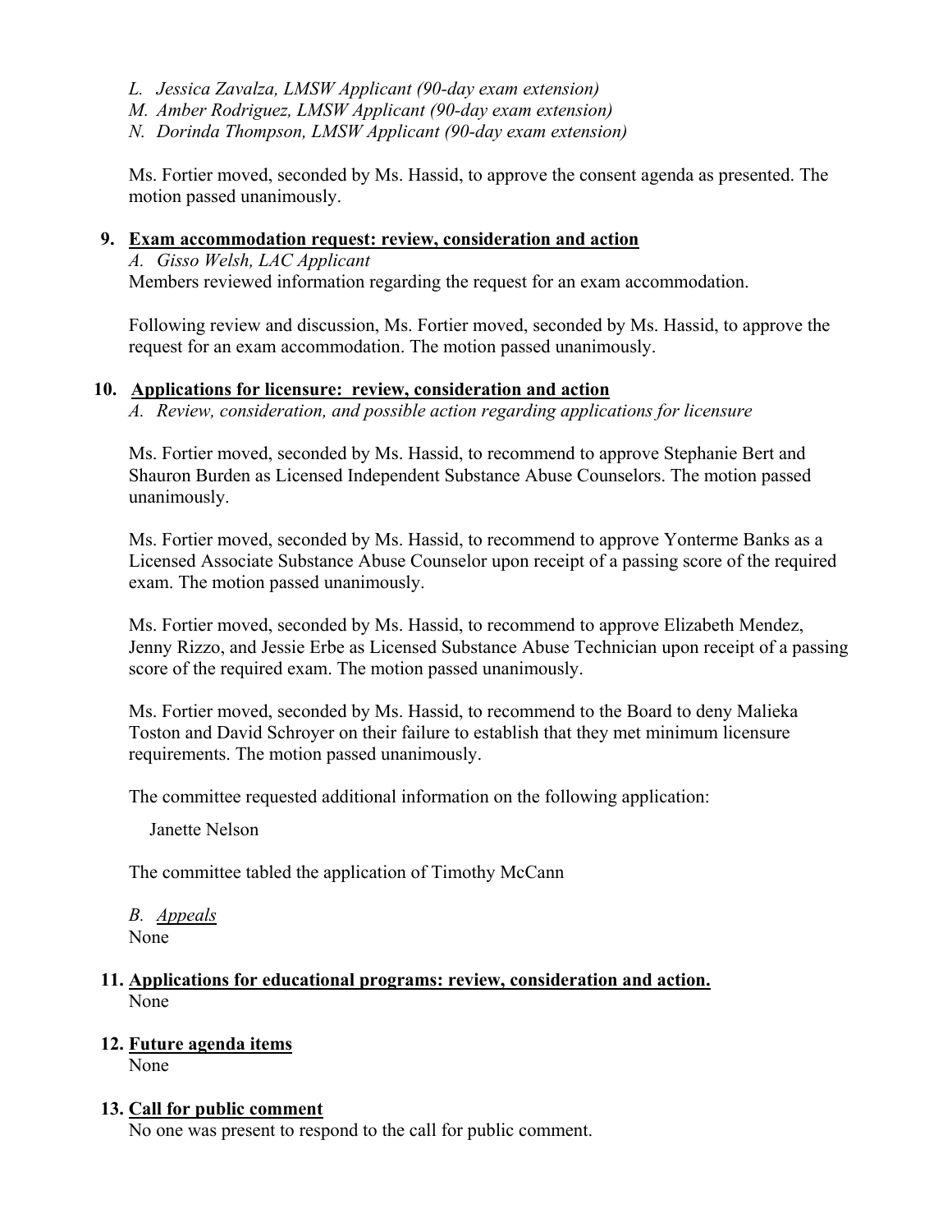L. *Jessica Zavalza, LMSW Applicant (90-day exam extension)*
M. *Amber Rodriguez, LMSW Applicant (90-day exam extension)*
N. *Dorinda Thompson, LMSW Applicant (90-day exam extension)*

Ms. Fortier moved, seconded by Ms. Hassid, to approve the consent agenda as presented. The motion passed unanimously.

**9. <u>Exam accommodation request: review, consideration and action</u>**

*A. Gisso Welsh, LAC Applicant*

Members reviewed information regarding the request for an exam accommodation.

Following review and discussion, Ms. Fortier moved, seconded by Ms. Hassid, to approve the request for an exam accommodation. The motion passed unanimously.

**10. <u>Applications for licensure: review, consideration and action</u>**

*A. Review, consideration, and possible action regarding applications for licensure*

Ms. Fortier moved, seconded by Ms. Hassid, to recommend to approve Stephanie Bert and Shauron Burden as Licensed Independent Substance Abuse Counselors. The motion passed unanimously.

Ms. Fortier moved, seconded by Ms. Hassid, to recommend to approve Yonterme Banks as a Licensed Associate Substance Abuse Counselor upon receipt of a passing score of the required exam. The motion passed unanimously.

Ms. Fortier moved, seconded by Ms. Hassid, to recommend to approve Elizabeth Mendez, Jenny Rizzo, and Jessie Erbe as Licensed Substance Abuse Technician upon receipt of a passing score of the required exam. The motion passed unanimously.

Ms. Fortier moved, seconded by Ms. Hassid, to recommend to the Board to deny Malieka Toston and David Schroyer on their failure to establish that they met minimum licensure requirements. The motion passed unanimously.

The committee requested additional information on the following application:

Janette Nelson

The committee tabled the application of Timothy McCann

*B. <u>Appeals</u>*

None

**11. <u>Applications for educational programs: review, consideration and action.</u>**

None

**12. <u>Future agenda items</u>**

None

**13. <u>Call for public comment</u>**

No one was present to respond to the call for public comment.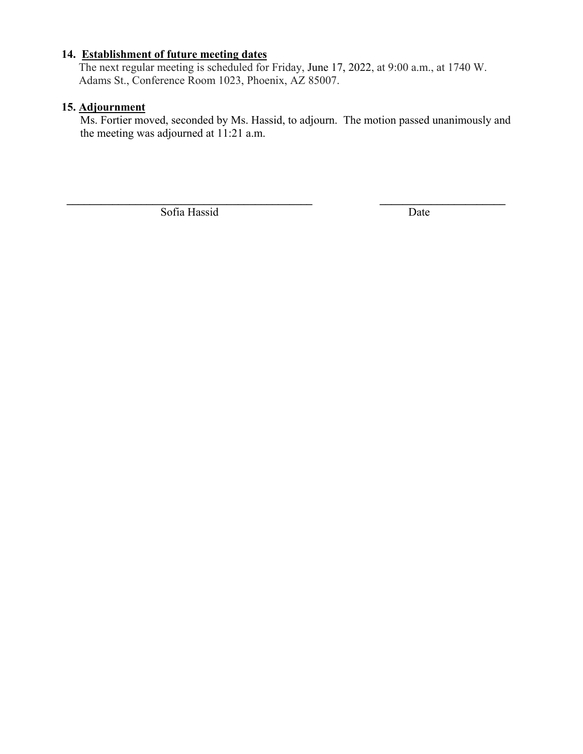**14. Establishment of future meeting dates**

The next regular meeting is scheduled for Friday, June 17, 2022, at 9:00 a.m., at 1740 W. Adams St., Conference Room 1023, Phoenix, AZ 85007.

**15. Adjournment**

Ms. Fortier moved, seconded by Ms. Hassid, to adjourn. The motion passed unanimously and the meeting was adjourned at 11:21 a.m.

\_\_\_\_\_\_\_\_\_\_\_\_\_\_\_\_\_\_\_\_\_\_\_\_\_\_\_\_\_\_\_\_\_\_\_\_\_\_\_\_\_\_\_\_\_\_ \_\_\_\_\_\_\_\_\_\_\_\_\_\_\_\_\_\_\_\_\_\_\_\_

Sofia Hassid Date